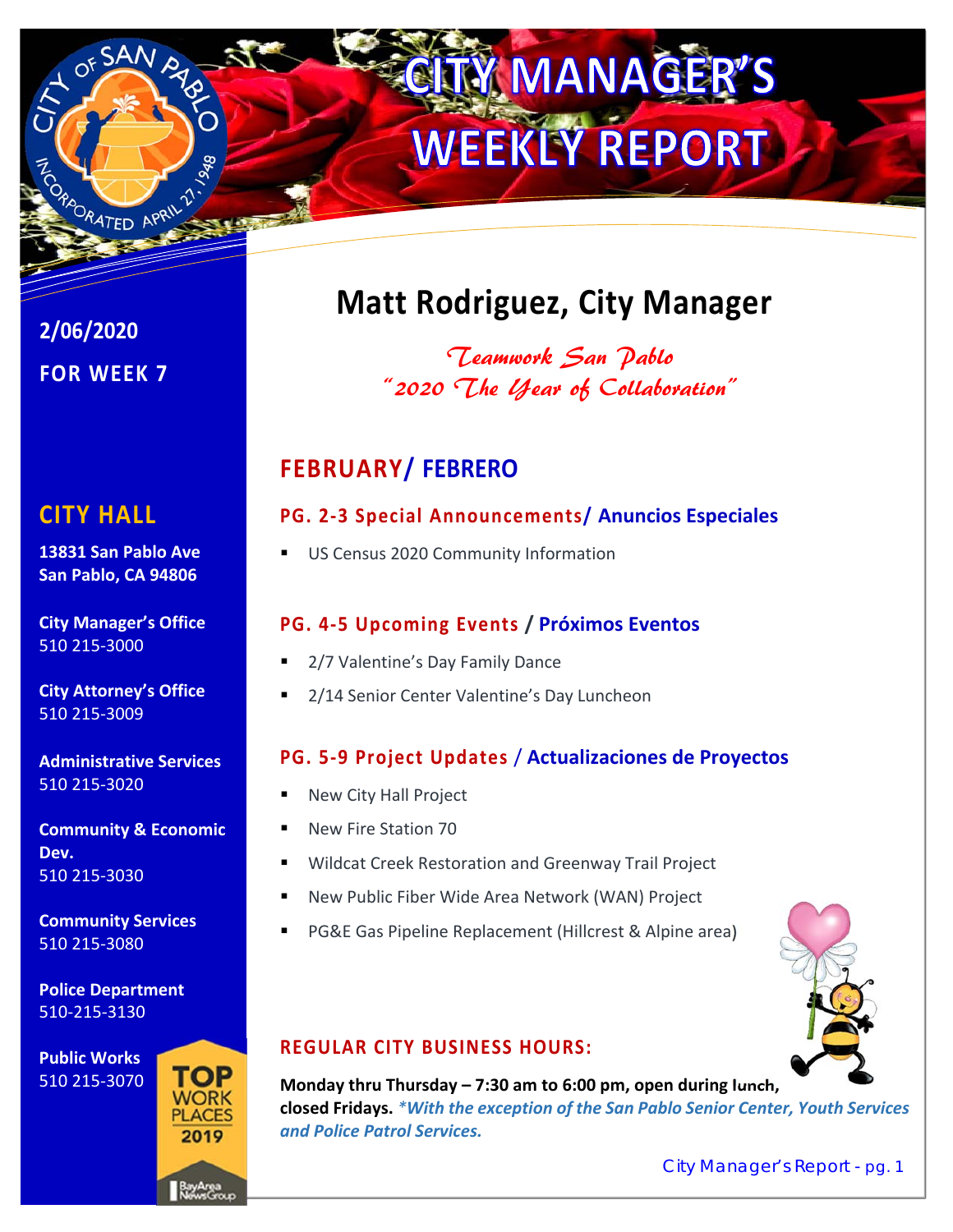# CITY MANAGER'S WEEKLY REPORT

**2/06/2020**

**FOR WEEK 7**

## Matt Rodriguez, City Manager

*Teamwork San Pablo*
*"2020 The Year of Collaboration"*

## FEBRUARY/ FEBRERO

### PG. 2-3 Special Announcements/ Anuncios Especiales

- US Census 2020 Community Information

### PG. 4-5 Upcoming Events / Próximos Eventos

- 2/7 Valentine's Day Family Dance
- 2/14 Senior Center Valentine's Day Luncheon

### PG. 5-9 Project Updates / Actualizaciones de Proyectos

- New City Hall Project
- New Fire Station 70
- Wildcat Creek Restoration and Greenway Trail Project
- New Public Fiber Wide Area Network (WAN) Project
- PG&E Gas Pipeline Replacement (Hillcrest & Alpine area)

### REGULAR CITY BUSINESS HOURS:

**Monday thru Thursday – 7:30 am to 6:00 pm, open during lunch, closed Fridays.** ***\*With the exception of the San Pablo Senior Center, Youth Services and Police Patrol Services.***

## CITY HALL

**13831 San Pablo Ave**
**San Pablo, CA 94806**

**City Manager's Office**
510 215-3000

**City Attorney's Office**
510 215-3009

**Administrative Services**
510 215-3020

**Community & Economic Dev.**
510 215-3030

**Community Services**
510 215-3080

**Police Department**
510-215-3130

**Public Works**
510 215-3070

TOP WORK PLACES 2019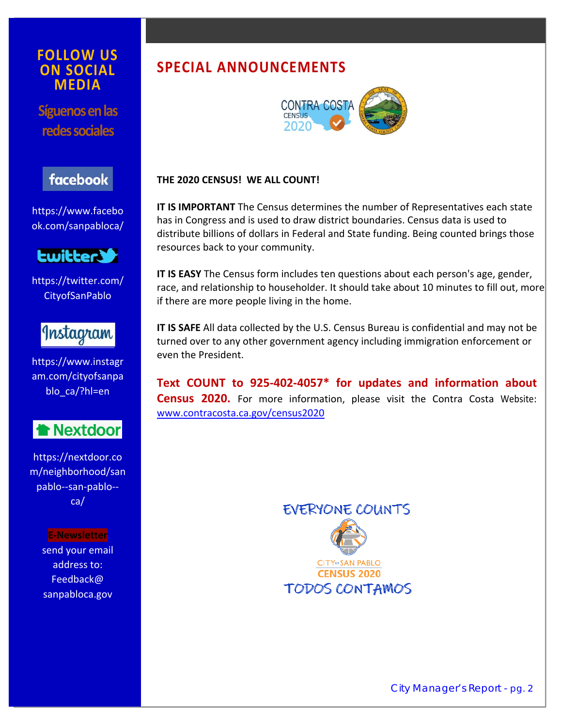# FOLLOW US ON SOCIAL MEDIA

Síguenos en las redes sociales

facebook

https://www.facebook.com/sanpabloca/

twitter

https://twitter.com/CityofSanPablo

Instagram

https://www.instagram.com/cityofsanpablo_ca/?hl=en

Nextdoor

https://nextdoor.com/neighborhood/sanpablo--san-pablo--ca/

**E-Newsletter**

send your email address to: Feedback@sanpabloca.gov

## SPECIAL ANNOUNCEMENTS

CONTRA COSTA CENSUS 2020

**THE 2020 CENSUS! WE ALL COUNT!**

**IT IS IMPORTANT** The Census determines the number of Representatives each state has in Congress and is used to draw district boundaries. Census data is used to distribute billions of dollars in Federal and State funding. Being counted brings those resources back to your community.

**IT IS EASY** The Census form includes ten questions about each person's age, gender, race, and relationship to householder. It should take about 10 minutes to fill out, more if there are more people living in the home.

**IT IS SAFE** All data collected by the U.S. Census Bureau is confidential and may not be turned over to any other government agency including immigration enforcement or even the President.

**Text COUNT to 925-402-4057* for updates and information about Census 2020.** For more information, please visit the Contra Costa Website: www.contracosta.ca.gov/census2020

EVERYONE COUNTS

CITY of SAN PABLO CENSUS 2020

TODOS CONTAMOS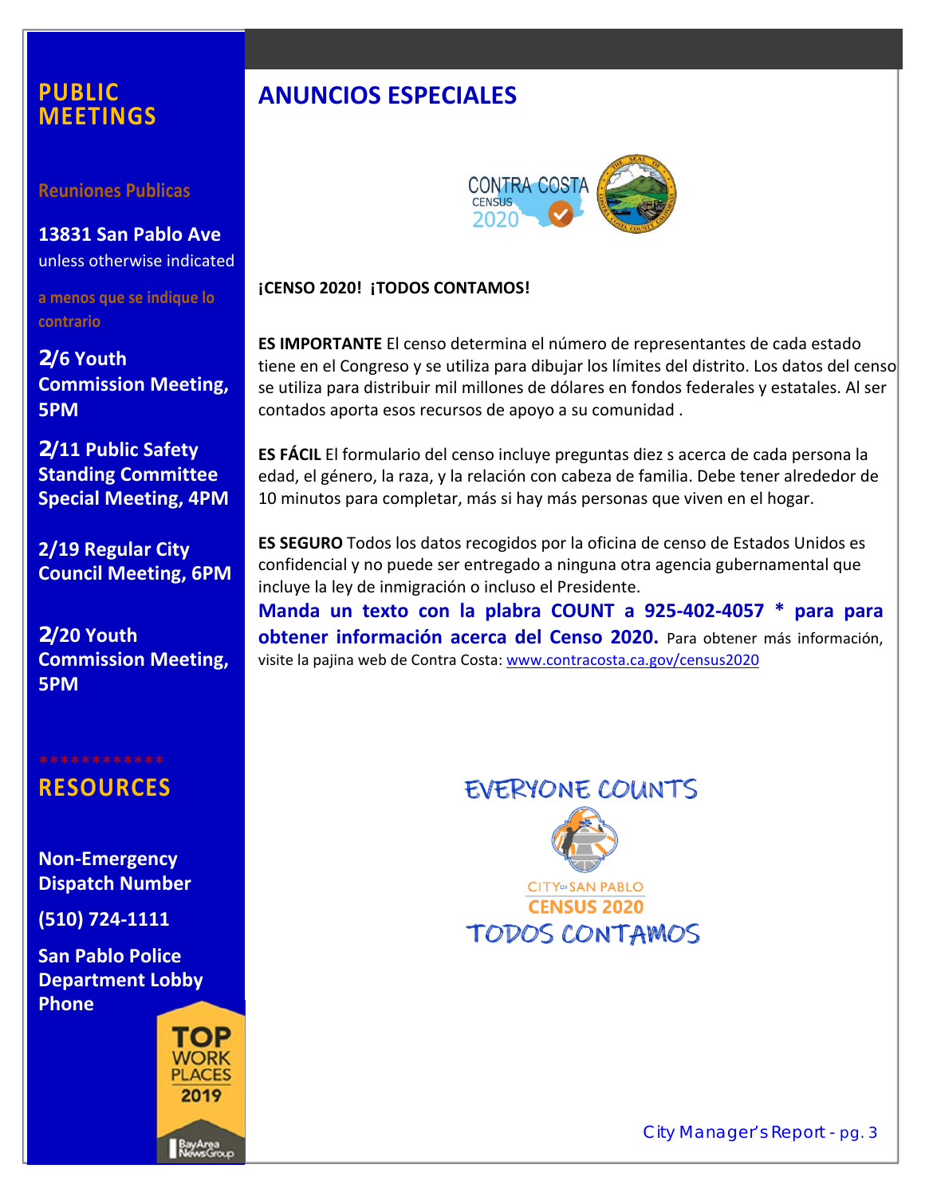# PUBLIC MEETINGS

**Reuniones Publicas**

**13831 San Pablo Ave**
unless otherwise indicated

a menos que se indique lo contrario

**2/6 Youth Commission Meeting, 5PM**

**2/11 Public Safety Standing Committee Special Meeting, 4PM**

**2/19 Regular City Council Meeting, 6PM**

**2/20 Youth Commission Meeting, 5PM**

************

# RESOURCES

**Non-Emergency Dispatch Number**

**(510) 724-1111**

**San Pablo Police Department Lobby Phone**

TOP WORK PLACES 2019

BayArea NewsGroup

# ANUNCIOS ESPECIALES

CONTRA COSTA CENSUS 2020

**¡CENSO 2020! ¡TODOS CONTAMOS!**

**ES IMPORTANTE** El censo determina el número de representantes de cada estado tiene en el Congreso y se utiliza para dibujar los límites del distrito. Los datos del censo se utiliza para distribuir mil millones de dólares en fondos federales y estatales. Al ser contados aporta esos recursos de apoyo a su comunidad .

**ES FÁCIL** El formulario del censo incluye preguntas diez s acerca de cada persona la edad, el género, la raza, y la relación con cabeza de familia. Debe tener alrededor de 10 minutos para completar, más si hay más personas que viven en el hogar.

**ES SEGURO** Todos los datos recogidos por la oficina de censo de Estados Unidos es confidencial y no puede ser entregado a ninguna otra agencia gubernamental que incluye la ley de inmigración o incluso el Presidente.

**Manda un texto con la plabra COUNT a 925-402-4057 * para para obtener información acerca del Censo 2020.** Para obtener más información, visite la pajina web de Contra Costa: www.contracosta.ca.gov/census2020

EVERYONE COUNTS

CITY OF SAN PABLO
CENSUS 2020

TODOS CONTAMOS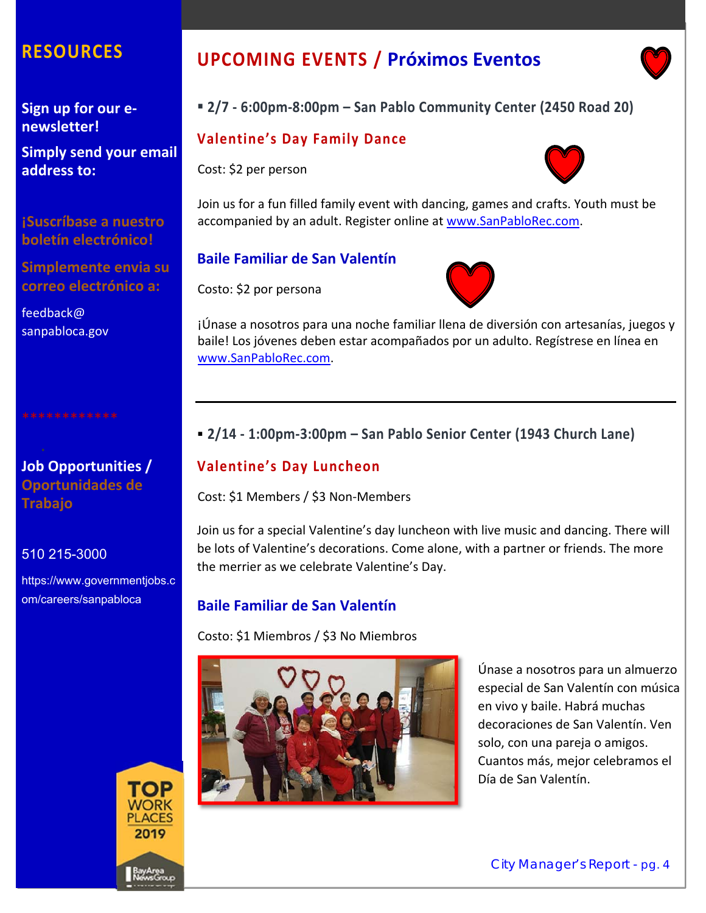## RESOURCES

**Sign up for our e-newsletter!**

**Simply send your email address to:**

**¡Suscríbase a nuestro boletín electrónico!**

**Simplemente envia su correo electrónico a:**

feedback@sanpabloca.gov

************

**Job Opportunities / Oportunidades de Trabajo**

510 215-3000

https://www.governmentjobs.com/careers/sanpabloca

# UPCOMING EVENTS / Próximos Eventos

- **2/7 - 6:00pm-8:00pm – San Pablo Community Center (2450 Road 20)**

### Valentine's Day Family Dance

Cost: $2 per person

Join us for a fun filled family event with dancing, games and crafts. Youth must be accompanied by an adult. Register online at www.SanPabloRec.com.

### Baile Familiar de San Valentín

Costo: $2 por persona

¡Únase a nosotros para una noche familiar llena de diversión con artesanías, juegos y baile! Los jóvenes deben estar acompañados por un adulto. Regístrese en línea en www.SanPabloRec.com.

---

- **2/14 - 1:00pm-3:00pm – San Pablo Senior Center (1943 Church Lane)**

### Valentine's Day Luncheon

Cost: $1 Members / $3 Non-Members

Join us for a special Valentine's day luncheon with live music and dancing. There will be lots of Valentine's decorations. Come alone, with a partner or friends. The more the merrier as we celebrate Valentine's Day.

### Baile Familiar de San Valentín

Costo: $1 Miembros / $3 No Miembros

Únase a nosotros para un almuerzo especial de San Valentín con música en vivo y baile. Habrá muchas decoraciones de San Valentín. Ven solo, con una pareja o amigos. Cuantos más, mejor celebramos el Día de San Valentín.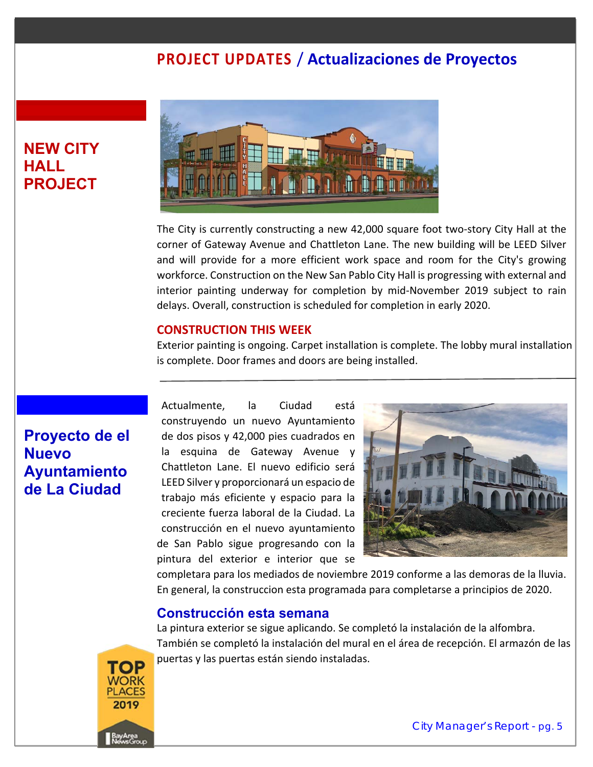# PROJECT UPDATES / Actualizaciones de Proyectos

## NEW CITY HALL PROJECT

The City is currently constructing a new 42,000 square foot two-story City Hall at the corner of Gateway Avenue and Chattleton Lane. The new building will be LEED Silver and will provide for a more efficient work space and room for the City's growing workforce. Construction on the New San Pablo City Hall is progressing with external and interior painting underway for completion by mid-November 2019 subject to rain delays. Overall, construction is scheduled for completion in early 2020.

### CONSTRUCTION THIS WEEK

Exterior painting is ongoing. Carpet installation is complete. The lobby mural installation is complete. Door frames and doors are being installed.

---

## Proyecto de el Nuevo Ayuntamiento de La Ciudad

Actualmente, la Ciudad está construyendo un nuevo Ayuntamiento de dos pisos y 42,000 pies cuadrados en la esquina de Gateway Avenue y Chattleton Lane. El nuevo edificio será LEED Silver y proporcionará un espacio de trabajo más eficiente y espacio para la creciente fuerza laboral de la Ciudad. La construcción en el nuevo ayuntamiento de San Pablo sigue progresando con la pintura del exterior e interior que se completara para los mediados de noviembre 2019 conforme a las demoras de la lluvia. En general, la construccion esta programada para completarse a principios de 2020.

### Construcción esta semana

La pintura exterior se sigue aplicando. Se completó la instalación de la alfombra. También se completó la instalación del mural en el área de recepción. El armazón de las puertas y las puertas están siendo instaladas.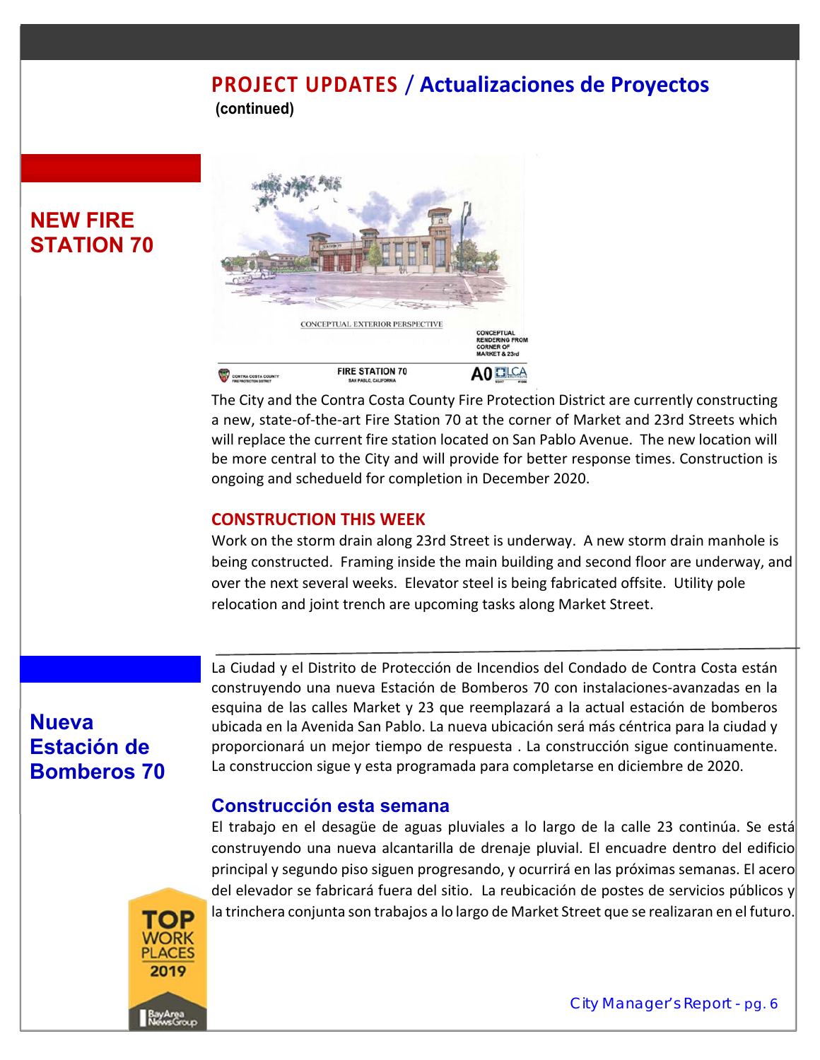# PROJECT UPDATES / Actualizaciones de Proyectos

**(continued)**

## NEW FIRE STATION 70

The City and the Contra Costa County Fire Protection District are currently constructing a new, state-of-the-art Fire Station 70 at the corner of Market and 23rd Streets which will replace the current fire station located on San Pablo Avenue. The new location will be more central to the City and will provide for better response times. Construction is ongoing and scheduled for completion in December 2020.

### CONSTRUCTION THIS WEEK

Work on the storm drain along 23rd Street is underway. A new storm drain manhole is being constructed. Framing inside the main building and second floor are underway, and over the next several weeks. Elevator steel is being fabricated offsite. Utility pole relocation and joint trench are upcoming tasks along Market Street.

---

## Nueva Estación de Bomberos 70

La Ciudad y el Distrito de Protección de Incendios del Condado de Contra Costa están construyendo una nueva Estación de Bomberos 70 con instalaciones-avanzadas en la esquina de las calles Market y 23 que reemplazará a la actual estación de bomberos ubicada en la Avenida San Pablo. La nueva ubicación será más céntrica para la ciudad y proporcionará un mejor tiempo de respuesta . La construcción sigue continuamente. La construccion sigue y esta programada para completarse en diciembre de 2020.

### Construcción esta semana

El trabajo en el desagüe de aguas pluviales a lo largo de la calle 23 continúa. Se está construyendo una nueva alcantarilla de drenaje pluvial. El encuadre dentro del edificio principal y segundo piso siguen progresando, y ocurrirá en las próximas semanas. El acero del elevador se fabricará fuera del sitio. La reubicación de postes de servicios públicos y la trinchera conjunta son trabajos a lo largo de Market Street que se realizaran en el futuro.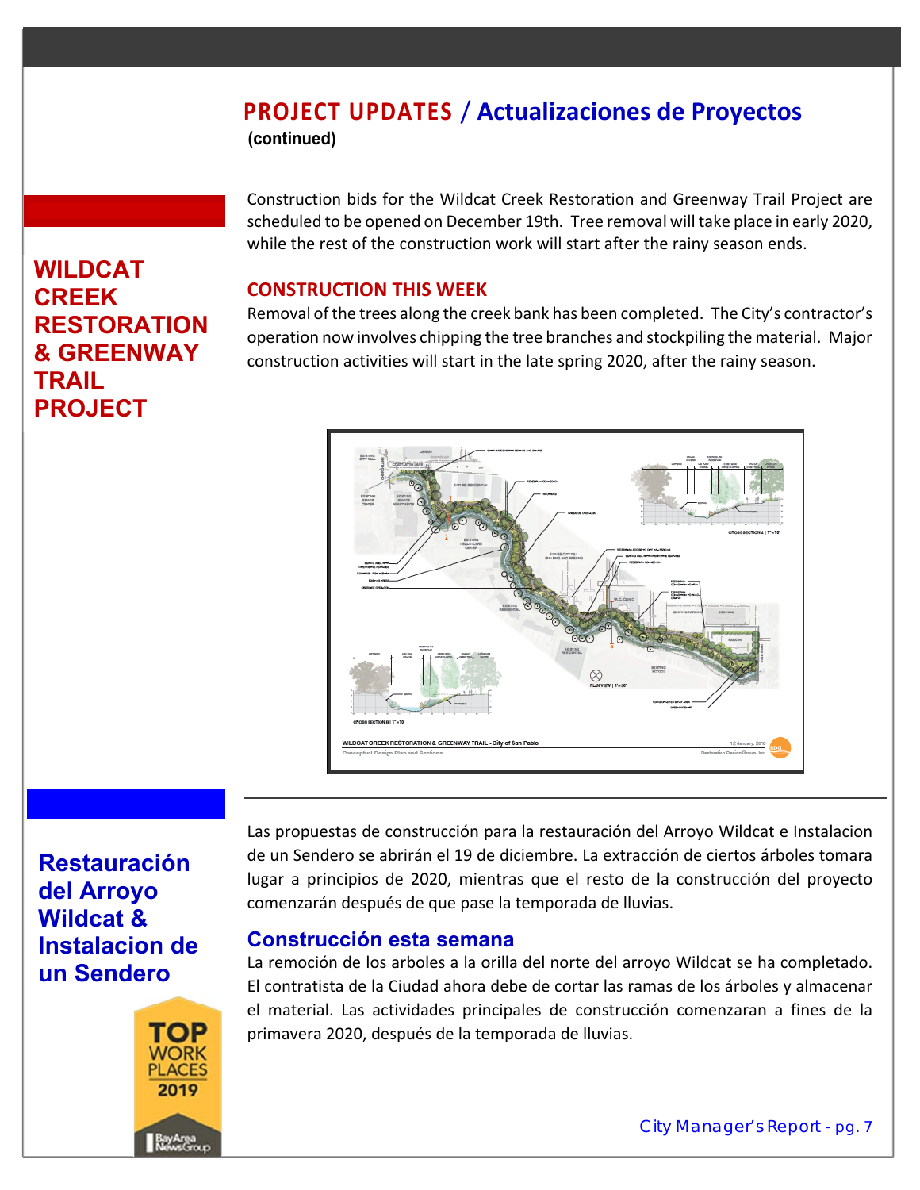# PROJECT UPDATES / Actualizaciones de Proyectos

**(continued)**

## WILDCAT CREEK RESTORATION & GREENWAY TRAIL PROJECT

Construction bids for the Wildcat Creek Restoration and Greenway Trail Project are scheduled to be opened on December 19th. Tree removal will take place in early 2020, while the rest of the construction work will start after the rainy season ends.

### CONSTRUCTION THIS WEEK

Removal of the trees along the creek bank has been completed. The City's contractor's operation now involves chipping the tree branches and stockpiling the material. Major construction activities will start in the late spring 2020, after the rainy season.

## Restauración del Arroyo Wildcat & Instalacion de un Sendero

Las propuestas de construcción para la restauración del Arroyo Wildcat e Instalacion de un Sendero se abrirán el 19 de diciembre. La extracción de ciertos árboles tomara lugar a principios de 2020, mientras que el resto de la construcción del proyecto comenzarán después de que pase la temporada de lluvias.

### Construcción esta semana

La remoción de los arboles a la orilla del norte del arroyo Wildcat se ha completado. El contratista de la Ciudad ahora debe de cortar las ramas de los árboles y almacenar el material. Las actividades principales de construcción comenzaran a fines de la primavera 2020, después de la temporada de lluvias.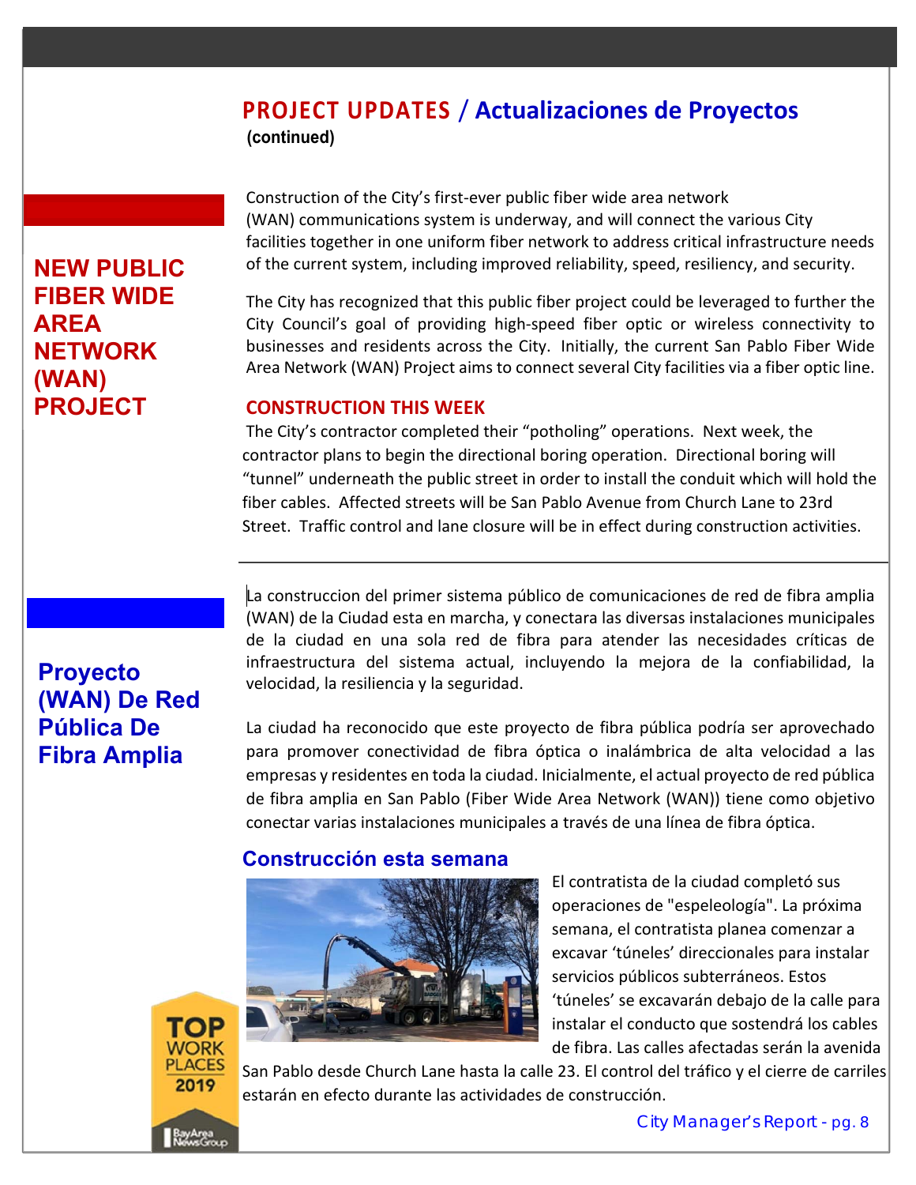# PROJECT UPDATES / Actualizaciones de Proyectos

**(continued)**

## NEW PUBLIC FIBER WIDE AREA NETWORK (WAN) PROJECT

Construction of the City's first-ever public fiber wide area network (WAN) communications system is underway, and will connect the various City facilities together in one uniform fiber network to address critical infrastructure needs of the current system, including improved reliability, speed, resiliency, and security.

The City has recognized that this public fiber project could be leveraged to further the City Council's goal of providing high-speed fiber optic or wireless connectivity to businesses and residents across the City. Initially, the current San Pablo Fiber Wide Area Network (WAN) Project aims to connect several City facilities via a fiber optic line.

### CONSTRUCTION THIS WEEK

The City's contractor completed their "potholing" operations. Next week, the contractor plans to begin the directional boring operation. Directional boring will "tunnel" underneath the public street in order to install the conduit which will hold the fiber cables. Affected streets will be San Pablo Avenue from Church Lane to 23rd Street. Traffic control and lane closure will be in effect during construction activities.

---

## Proyecto (WAN) De Red Pública De Fibra Amplia

La construccion del primer sistema público de comunicaciones de red de fibra amplia (WAN) de la Ciudad esta en marcha, y conectara las diversas instalaciones municipales de la ciudad en una sola red de fibra para atender las necesidades críticas de infraestructura del sistema actual, incluyendo la mejora de la confiabilidad, la velocidad, la resiliencia y la seguridad.

La ciudad ha reconocido que este proyecto de fibra pública podría ser aprovechado para promover conectividad de fibra óptica o inalámbrica de alta velocidad a las empresas y residentes en toda la ciudad. Inicialmente, el actual proyecto de red pública de fibra amplia en San Pablo (Fiber Wide Area Network (WAN)) tiene como objetivo conectar varias instalaciones municipales a través de una línea de fibra óptica.

### Construcción esta semana

El contratista de la ciudad completó sus operaciones de "espeleología". La próxima semana, el contratista planea comenzar a excavar 'túneles' direccionales para instalar servicios públicos subterráneos. Estos 'túneles' se excavarán debajo de la calle para instalar el conducto que sostendrá los cables de fibra. Las calles afectadas serán la avenida San Pablo desde Church Lane hasta la calle 23. El control del tráfico y el cierre de carriles estarán en efecto durante las actividades de construcción.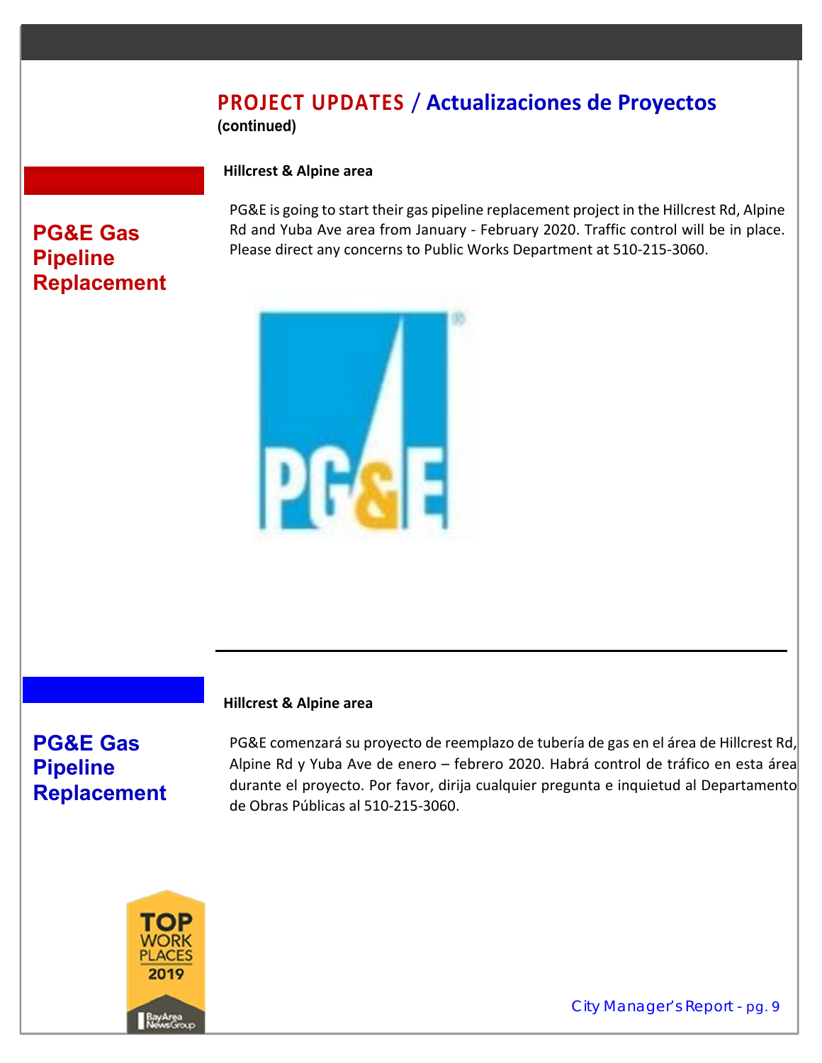## PROJECT UPDATES / Actualizaciones de Proyectos
**(continued)**

### PG&E Gas Pipeline Replacement

**Hillcrest & Alpine area**

PG&E is going to start their gas pipeline replacement project in the Hillcrest Rd, Alpine Rd and Yuba Ave area from January - February 2020. Traffic control will be in place. Please direct any concerns to Public Works Department at 510-215-3060.

---

### PG&E Gas Pipeline Replacement

**Hillcrest & Alpine area**

PG&E comenzará su proyecto de reemplazo de tubería de gas en el área de Hillcrest Rd, Alpine Rd y Yuba Ave de enero – febrero 2020. Habrá control de tráfico en esta área durante el proyecto. Por favor, dirija cualquier pregunta e inquietud al Departamento de Obras Públicas al 510-215-3060.

City Manager's Report